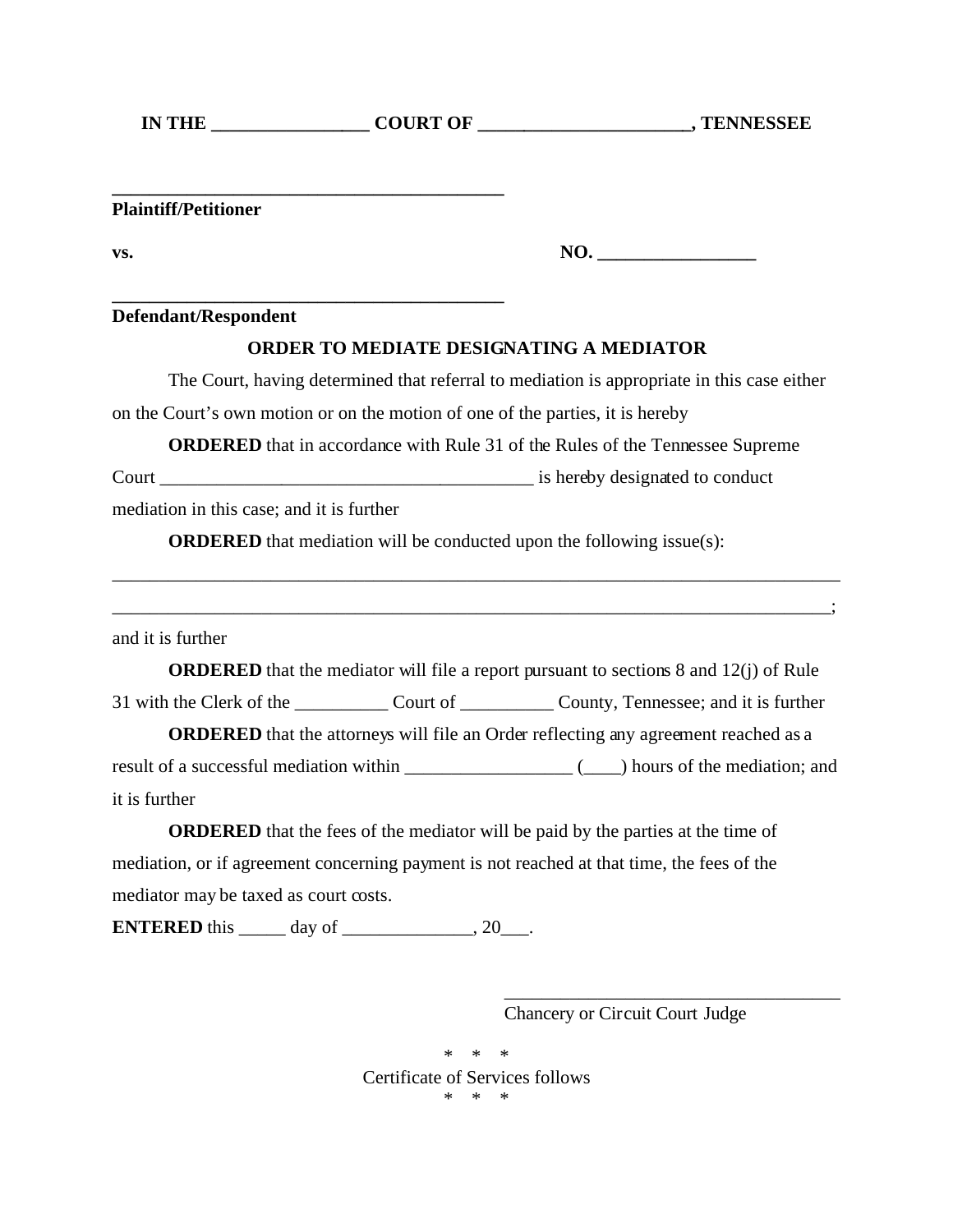**IN THE _________________ COURT OF _______________________, TENNESSEE**

**___________________________________________**
**Plaintiff/Petitioner**

**vs.** **NO. _________________**

**___________________________________________**
**Defendant/Respondent**

**ORDER TO MEDIATE DESIGNATING A MEDIATOR**

The Court, having determined that referral to mediation is appropriate in this case either on the Court's own motion or on the motion of one of the parties, it is hereby

**ORDERED** that in accordance with Rule 31 of the Rules of the Tennessee Supreme Court _________________________________________ is hereby designated to conduct mediation in this case; and it is further

**ORDERED** that mediation will be conducted upon the following issue(s):

_________________________________________________________________________________
________________________________________________________________________________;

and it is further

**ORDERED** that the mediator will file a report pursuant to sections 8 and 12(j) of Rule 31 with the Clerk of the __________ Court of __________ County, Tennessee; and it is further

**ORDERED** that the attorneys will file an Order reflecting any agreement reached as a result of a successful mediation within __________________ (____) hours of the mediation; and it is further

**ORDERED** that the fees of the mediator will be paid by the parties at the time of mediation, or if agreement concerning payment is not reached at that time, the fees of the mediator may be taxed as court costs.

**ENTERED** this _____ day of ______________, 20___.

_____________________________________
Chancery or Circuit Court Judge

\* \* \*
Certificate of Services follows
\* \* \*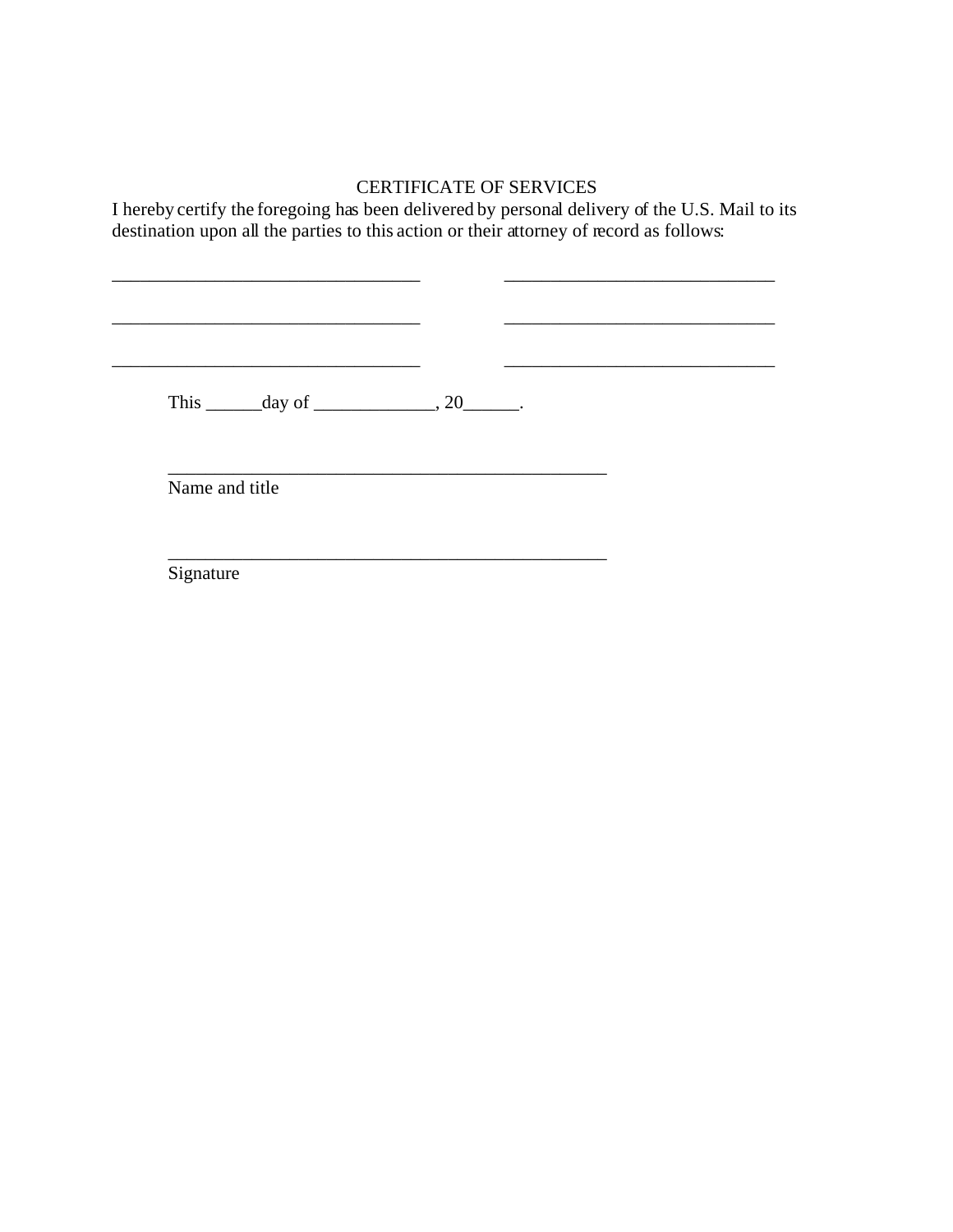CERTIFICATE OF SERVICES

I hereby certify the foregoing has been delivered by personal delivery of the U.S. Mail to its destination upon all the parties to this action or their attorney of record as follows:

__________________________________ ______________________________

__________________________________ ______________________________

__________________________________ ______________________________

This ______day of _____________, 20______.

________________________________________________
Name and title

________________________________________________
Signature